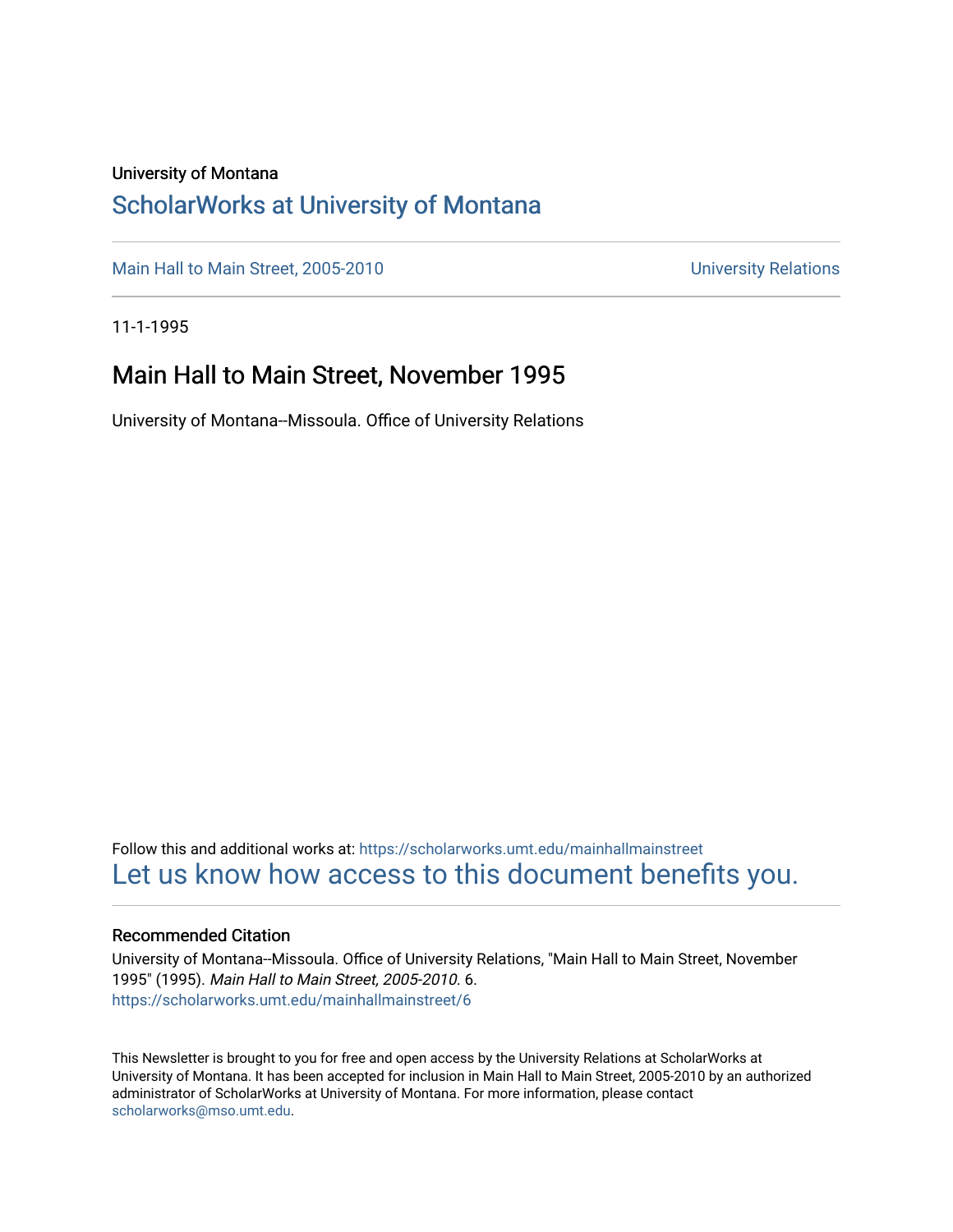University of Montana

# ScholarWorks at University of Montana

Main Hall to Main Street, 2005-2010 University Relations

11-1-1995

## Main Hall to Main Street, November 1995

University of Montana--Missoula. Office of University Relations

Follow this and additional works at: https://scholarworks.umt.edu/mainhallmainstreet

Let us know how access to this document benefits you.

### Recommended Citation

University of Montana--Missoula. Office of University Relations, "Main Hall to Main Street, November 1995" (1995). *Main Hall to Main Street, 2005-2010*. 6.
https://scholarworks.umt.edu/mainhallmainstreet/6

This Newsletter is brought to you for free and open access by the University Relations at ScholarWorks at University of Montana. It has been accepted for inclusion in Main Hall to Main Street, 2005-2010 by an authorized administrator of ScholarWorks at University of Montana. For more information, please contact scholarworks@mso.umt.edu.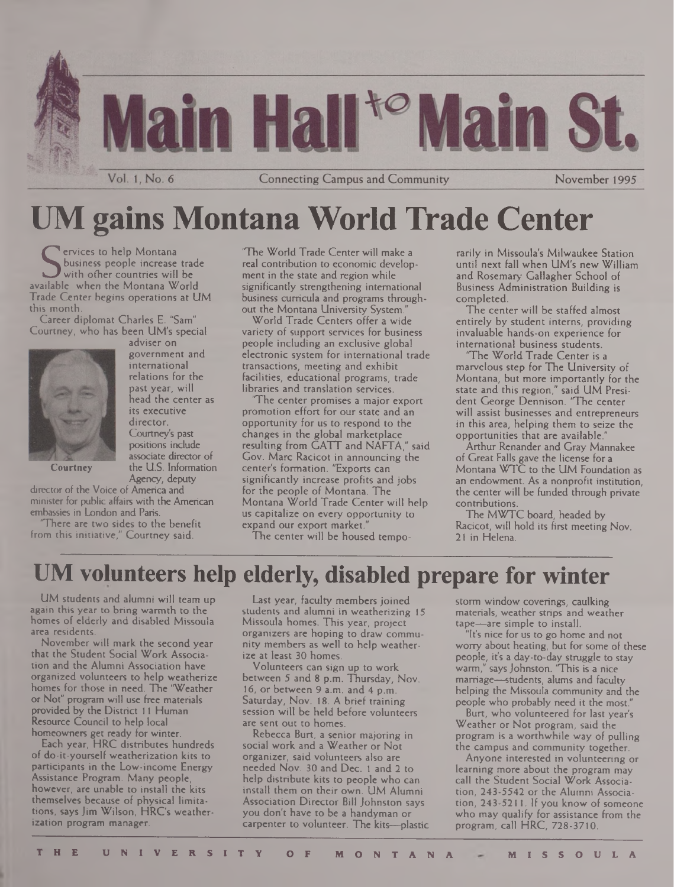# Main Hall to Main St.

Vol. 1, No. 6 — Connecting Campus and Community — November 1995

## UM gains Montana World Trade Center

Services to help Montana business people increase trade with other countries will be available when the Montana World Trade Center begins operations at UM this month.

Career diplomat Charles E. "Sam" Courtney, who has been UM's special adviser on government and international relations for the past year, will head the center as its executive director. Courtney's past positions include associate director of the U.S. Information Agency, deputy director of the Voice of America and minister for public affairs with the American embassies in London and Paris.

Courtney

"There are two sides to the benefit from this initiative," Courtney said. "The World Trade Center will make a real contribution to economic development in the state and region while significantly strengthening international business curricula and programs throughout the Montana University System."

World Trade Centers offer a wide variety of support services for business people including an exclusive global electronic system for international trade transactions, meeting and exhibit facilities, educational programs, trade libraries and translation services.

"The center promises a major export promotion effort for our state and an opportunity for us to respond to the changes in the global marketplace resulting from GATT and NAFTA," said Gov. Marc Racicot in announcing the center's formation. "Exports can significantly increase profits and jobs for the people of Montana. The Montana World Trade Center will help us capitalize on every opportunity to expand our export market."

The center will be housed temporarily in Missoula's Milwaukee Station until next fall when UM's new William and Rosemary Gallagher School of Business Administration Building is completed.

The center will be staffed almost entirely by student interns, providing invaluable hands-on experience for international business students.

"The World Trade Center is a marvelous step for The University of Montana, but more importantly for the state and this region," said UM President George Dennison. "The center will assist businesses and entrepreneurs in this area, helping them to seize the opportunities that are available."

Arthur Renander and Gray Mannakee of Great Falls gave the license for a Montana WTC to the UM Foundation as an endowment. As a nonprofit institution, the center will be funded through private contributions.

The MWTC board, headed by Racicot, will hold its first meeting Nov. 21 in Helena.

## UM volunteers help elderly, disabled prepare for winter

UM students and alumni will team up again this year to bring warmth to the homes of elderly and disabled Missoula area residents.

November will mark the second year that the Student Social Work Association and the Alumni Association have organized volunteers to help weatherize homes for those in need. The "Weather or Not" program will use free materials provided by the District 11 Human Resource Council to help local homeowners get ready for winter.

Each year, HRC distributes hundreds of do-it-yourself weatherization kits to participants in the Low-income Energy Assistance Program. Many people, however, are unable to install the kits themselves because of physical limitations, says Jim Wilson, HRC's weatherization program manager.

Last year, faculty members joined students and alumni in weatherizing 15 Missoula homes. This year, project organizers are hoping to draw community members as well to help weatherize at least 30 homes.

Volunteers can sign up to work between 5 and 8 p.m. Thursday, Nov. 16, or between 9 a.m. and 4 p.m. Saturday, Nov. 18. A brief training session will be held before volunteers are sent out to homes.

Rebecca Burt, a senior majoring in social work and a Weather or Not organizer, said volunteers also are needed Nov. 30 and Dec. 1 and 2 to help distribute kits to people who can install them on their own. UM Alumni Association Director Bill Johnston says you don't have to be a handyman or carpenter to volunteer. The kits—plastic storm window coverings, caulking materials, weather strips and weather tape—are simple to install.

"It's nice for us to go home and not worry about heating, but for some of these people, it's a day-to-day struggle to stay warm," says Johnston. "This is a nice marriage—students, alums and faculty helping the Missoula community and the people who probably need it the most."

Burt, who volunteered for last year's Weather or Not program, said the program is a worthwhile way of pulling the campus and community together.

Anyone interested in volunteering or learning more about the program may call the Student Social Work Association, 243-5542 or the Alumni Association, 243-5211. If you know of someone who may qualify for assistance from the program, call HRC, 728-3710.

THE UNIVERSITY OF MONTANA - MISSOULA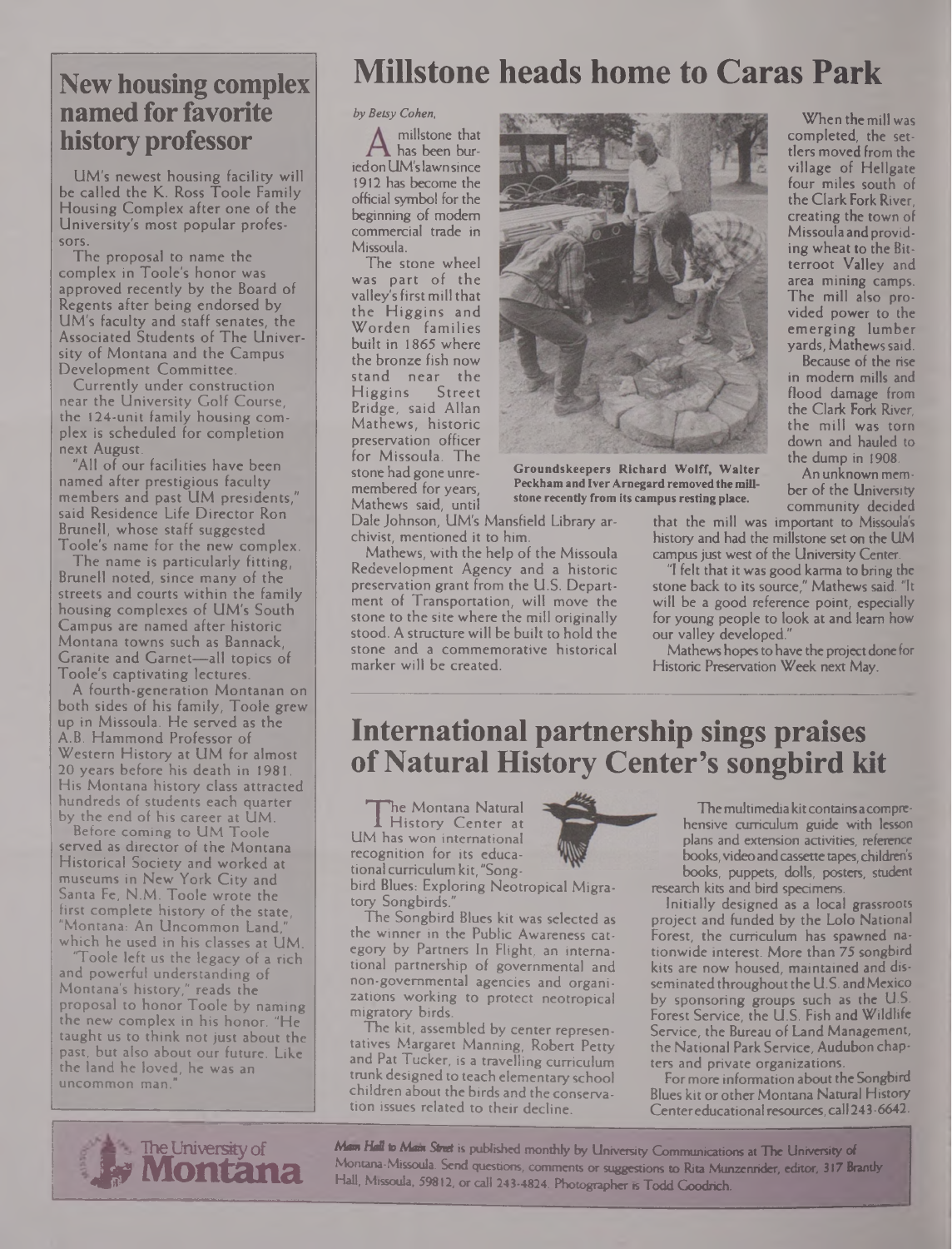## New housing complex named for favorite history professor

UM's newest housing facility will be called the K. Ross Toole Family Housing Complex after one of the University's most popular professors.

The proposal to name the complex in Toole's honor was approved recently by the Board of Regents after being endorsed by UM's faculty and staff senates, the Associated Students of The University of Montana and the Campus Development Committee.

Currently under construction near the University Golf Course, the 124-unit family housing complex is scheduled for completion next August.

"All of our facilities have been named after prestigious faculty members and past UM presidents," said Residence Life Director Ron Brunell, whose staff suggested Toole's name for the new complex.

The name is particularly fitting, Brunell noted, since many of the streets and courts within the family housing complexes of UM's South Campus are named after historic Montana towns such as Bannack, Granite and Garnet—all topics of Toole's captivating lectures.

A fourth-generation Montanan on both sides of his family, Toole grew up in Missoula. He served as the A.B. Hammond Professor of Western History at UM for almost 20 years before his death in 1981. His Montana history class attracted hundreds of students each quarter by the end of his career at UM.

Before coming to UM Toole served as director of the Montana Historical Society and worked at museums in New York City and Santa Fe, N.M. Toole wrote the first complete history of the state, "Montana: An Uncommon Land," which he used in his classes at UM.

"Toole left us the legacy of a rich and powerful understanding of Montana's history," reads the proposal to honor Toole by naming the new complex in his honor. "He taught us to think not just about the past, but also about our future. Like the land he loved, he was an uncommon man."

# Millstone heads home to Caras Park

*by Betsy Cohen,*

A millstone that has been buried on UM's lawn since 1912 has become the official symbol for the beginning of modern commercial trade in Missoula.

The stone wheel was part of the valley's first mill that the Higgins and Worden families built in 1865 where the bronze fish now stand near the Higgins Street Bridge, said Allan Mathews, historic preservation officer for Missoula. The stone had gone unremembered for years, Mathews said, until Dale Johnson, UM's Mansfield Library archivist, mentioned it to him.

Groundskeepers Richard Wolff, Walter Peckham and Iver Arnegard removed the millstone recently from its campus resting place.

Mathews, with the help of the Missoula Redevelopment Agency and a historic preservation grant from the U.S. Department of Transportation, will move the stone to the site where the mill originally stood. A structure will be built to hold the stone and a commemorative historical marker will be created.

When the mill was completed, the settlers moved from the village of Hellgate four miles south of the Clark Fork River, creating the town of Missoula and providing wheat to the Bitterroot Valley and area mining camps. The mill also provided power to the emerging lumber yards, Mathews said.

Because of the rise in modern mills and flood damage from the Clark Fork River, the mill was torn down and hauled to the dump in 1908.

An unknown member of the University community decided that the mill was important to Missoula's history and had the millstone set on the UM campus just west of the University Center.

"I felt that it was good karma to bring the stone back to its source," Mathews said. "It will be a good reference point, especially for young people to look at and learn how our valley developed."

Mathews hopes to have the project done for Historic Preservation Week next May.

# International partnership sings praises of Natural History Center's songbird kit

The Montana Natural History Center at UM has won international recognition for its educational curriculum kit, "Songbird Blues: Exploring Neotropical Migratory Songbirds."

The Songbird Blues kit was selected as the winner in the Public Awareness category by Partners In Flight, an international partnership of governmental and non-governmental agencies and organizations working to protect neotropical migratory birds.

The kit, assembled by center representatives Margaret Manning, Robert Petty and Pat Tucker, is a travelling curriculum trunk designed to teach elementary school children about the birds and the conservation issues related to their decline.

The multimedia kit contains a comprehensive curriculum guide with lesson plans and extension activities, reference books, video and cassette tapes, children's books, puppets, dolls, posters, student research kits and bird specimens.

Initially designed as a local grassroots project and funded by the Lolo National Forest, the curriculum has spawned nationwide interest. More than 75 songbird kits are now housed, maintained and disseminated throughout the U.S. and Mexico by sponsoring groups such as the U.S. Forest Service, the U.S. Fish and Wildlife Service, the Bureau of Land Management, the National Park Service, Audubon chapters and private organizations.

For more information about the Songbird Blues kit or other Montana Natural History Center educational resources, call 243-6642.

The University of Montana

*Main Hall to Main Street* is published monthly by University Communications at The University of Montana-Missoula. Send questions, comments or suggestions to Rita Munzenrider, editor, 317 Brantly Hall, Missoula, 59812, or call 243-4824. Photographer is Todd Goodrich.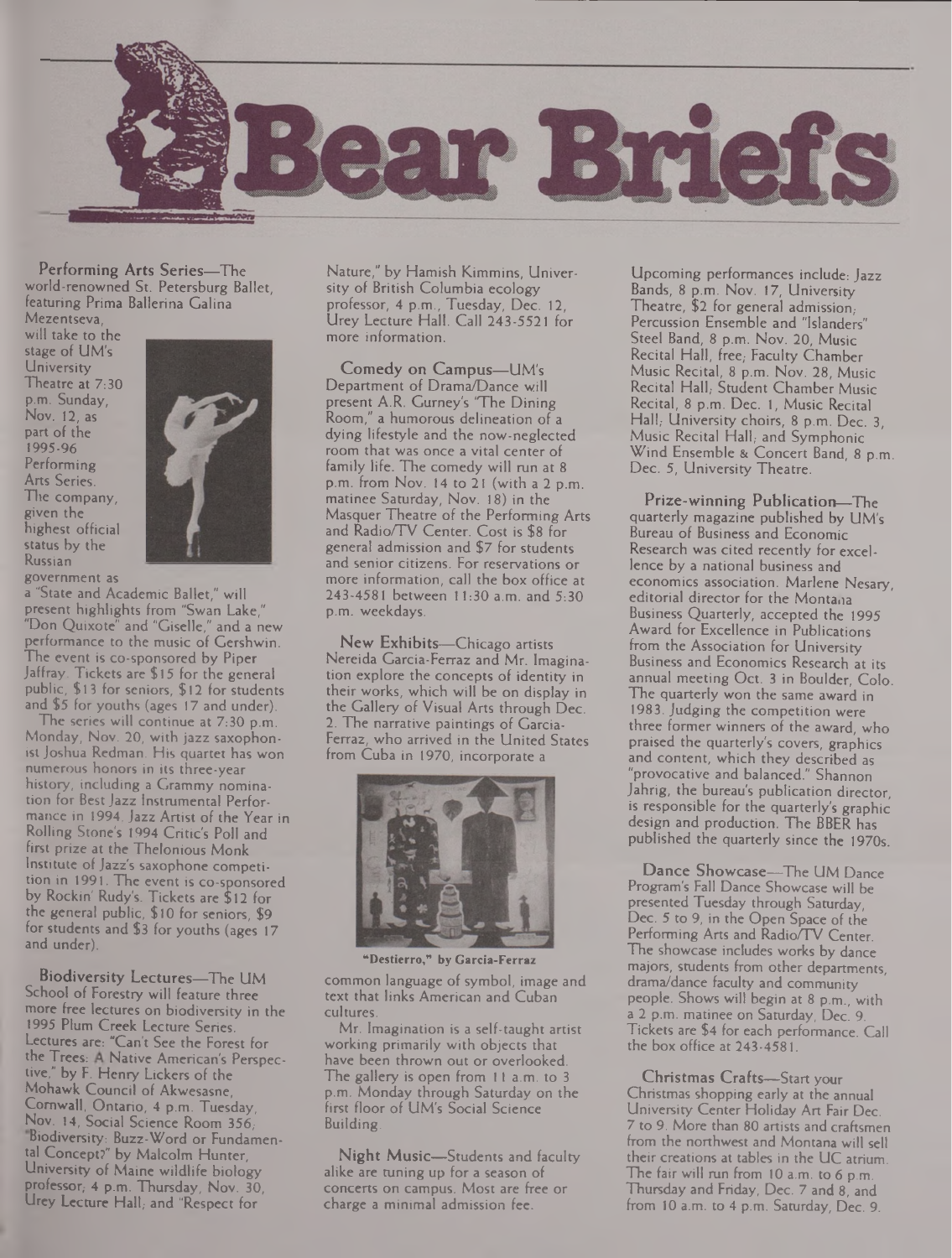# Bear Briefs

**Performing Arts Series**—The world-renowned St. Petersburg Ballet, featuring Prima Ballerina Galina Mezentseva, will take to the stage of UM's University Theatre at 7:30 p.m. Sunday, Nov. 12, as part of the 1995-96 Performing Arts Series. The company, given the highest official status by the Russian government as a "State and Academic Ballet," will present highlights from "Swan Lake," "Don Quixote" and "Giselle," and a new performance to the music of Gershwin. The event is co-sponsored by Piper Jaffray. Tickets are $15 for the general public, $13 for seniors, $12 for students and $5 for youths (ages 17 and under).

The series will continue at 7:30 p.m. Monday, Nov. 20, with jazz saxophonist Joshua Redman. His quartet has won numerous honors in its three-year history, including a Grammy nomination for Best Jazz Instrumental Performance in 1994, Jazz Artist of the Year in Rolling Stone's 1994 Critic's Poll and first prize at the Thelonious Monk Institute of Jazz's saxophone competition in 1991. The event is co-sponsored by Rockin' Rudy's. Tickets are $12 for the general public, $10 for seniors, $9 for students and $3 for youths (ages 17 and under).

**Biodiversity Lectures**—The UM School of Forestry will feature three more free lectures on biodiversity in the 1995 Plum Creek Lecture Series. Lectures are: "Can't See the Forest for the Trees: A Native American's Perspective," by F. Henry Lickers of the Mohawk Council of Akwesasne, Cornwall, Ontario, 4 p.m. Tuesday, Nov. 14, Social Science Room 356; "Biodiversity: Buzz-Word or Fundamental Concept?" by Malcolm Hunter, University of Maine wildlife biology professor, 4 p.m. Thursday, Nov. 30, Urey Lecture Hall; and "Respect for Nature," by Hamish Kimmins, University of British Columbia ecology professor, 4 p.m., Tuesday, Dec. 12, Urey Lecture Hall. Call 243-5521 for more information.

**Comedy on Campus**—UM's Department of Drama/Dance will present A.R. Gurney's "The Dining Room," a humorous delineation of a dying lifestyle and the now-neglected room that was once a vital center of family life. The comedy will run at 8 p.m. from Nov. 14 to 21 (with a 2 p.m. matinee Saturday, Nov. 18) in the Masquer Theatre of the Performing Arts and Radio/TV Center. Cost is $8 for general admission and $7 for students and senior citizens. For reservations or more information, call the box office at 243-4581 between 11:30 a.m. and 5:30 p.m. weekdays.

**New Exhibits**—Chicago artists Nereida Garcia-Ferraz and Mr. Imagination explore the concepts of identity in their works, which will be on display in the Gallery of Visual Arts through Dec. 2. The narrative paintings of Garcia-Ferraz, who arrived in the United States from Cuba in 1970, incorporate a common language of symbol, image and text that links American and Cuban cultures.

**"Destierro," by Garcia-Ferraz**

Mr. Imagination is a self-taught artist working primarily with objects that have been thrown out or overlooked. The gallery is open from 11 a.m. to 3 p.m. Monday through Saturday on the first floor of UM's Social Science Building.

**Night Music**—Students and faculty alike are tuning up for a season of concerts on campus. Most are free or charge a minimal admission fee.

Upcoming performances include: Jazz Bands, 8 p.m. Nov. 17, University Theatre, $2 for general admission; Percussion Ensemble and "Islanders" Steel Band, 8 p.m. Nov. 20, Music Recital Hall, free; Faculty Chamber Music Recital, 8 p.m. Nov. 28, Music Recital Hall; Student Chamber Music Recital, 8 p.m. Dec. 1, Music Recital Hall; University choirs, 8 p.m. Dec. 3, Music Recital Hall; and Symphonic Wind Ensemble & Concert Band, 8 p.m. Dec. 5, University Theatre.

**Prize-winning Publication**—The quarterly magazine published by UM's Bureau of Business and Economic Research was cited recently for excellence by a national business and economics association. Marlene Nesary, editorial director for the Montana Business Quarterly, accepted the 1995 Award for Excellence in Publications from the Association for University Business and Economics Research at its annual meeting Oct. 3 in Boulder, Colo. The quarterly won the same award in 1983. Judging the competition were three former winners of the award, who praised the quarterly's covers, graphics and content, which they described as "provocative and balanced." Shannon Jahrig, the bureau's publication director, is responsible for the quarterly's graphic design and production. The BBER has published the quarterly since the 1970s.

**Dance Showcase**—The UM Dance Program's Fall Dance Showcase will be presented Tuesday through Saturday, Dec. 5 to 9, in the Open Space of the Performing Arts and Radio/TV Center. The showcase includes works by dance majors, students from other departments, drama/dance faculty and community people. Shows will begin at 8 p.m., with a 2 p.m. matinee on Saturday, Dec. 9. Tickets are $4 for each performance. Call the box office at 243-4581.

**Christmas Crafts**—Start your Christmas shopping early at the annual University Center Holiday Art Fair Dec. 7 to 9. More than 80 artists and craftsmen from the northwest and Montana will sell their creations at tables in the UC atrium. The fair will run from 10 a.m. to 6 p.m. Thursday and Friday, Dec. 7 and 8, and from 10 a.m. to 4 p.m. Saturday, Dec. 9.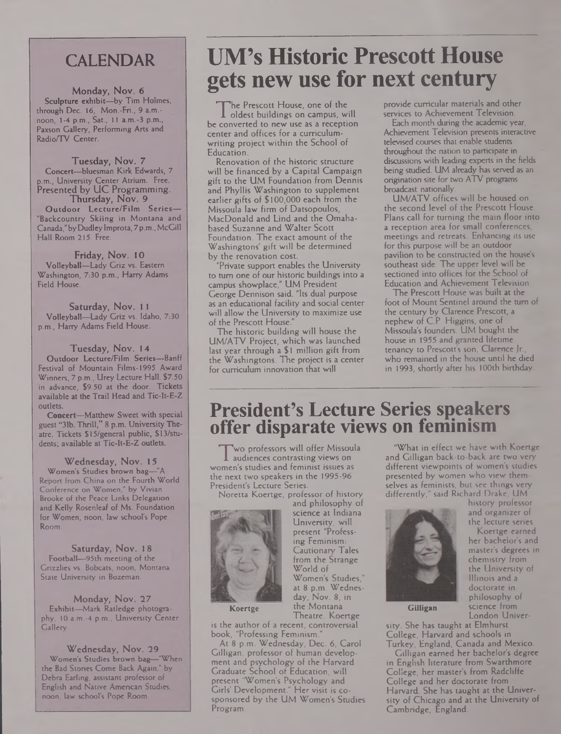## CALENDAR

**Monday, Nov. 6**
**Sculpture exhibit**—by Tim Holmes, through Dec. 16, Mon.-Fri., 9 a.m.-noon, 1-4 p.m., Sat., 11 a.m.-3 p.m., Paxson Gallery, Performing Arts and Radio/TV Center.

**Tuesday, Nov. 7**
**Concert**—bluesman Kirk Edwards, 7 p.m., University Center Atrium. Free. Presented by UC Programming.

**Thursday, Nov. 9**
**Outdoor Lecture/Film Series**—"Backcountry Skiing in Montana and Canada," by Dudley Improta, 7 p.m., McGill Hall Room 215. Free.

**Friday, Nov. 10**
**Volleyball**—Lady Griz vs. Eastern Washington, 7:30 p.m., Harry Adams Field House.

**Saturday, Nov. 11**
**Volleyball**—Lady Griz vs. Idaho, 7:30 p.m., Harry Adams Field House.

**Tuesday, Nov. 14**
**Outdoor Lecture/Film Series**—Banff Festival of Mountain Films-1995 Award Winners, 7 p.m., Urey Lecture Hall. $7.50 in advance, $9.50 at the door. Tickets available at the Trail Head and Tic-It-E-Z outlets.

**Concert**—Matthew Sweet with special guest "3lb. Thrill," 8 p.m. University Theatre. Tickets $15/general public, $13/students; available at Tic-It-E-Z outlets.

**Wednesday, Nov. 15**
**Women's Studies brown bag**—"A Report from China on the Fourth World Conference on Women," by Vivian Brooke of the Peace Links Delegation and Kelly Rosenleaf of Ms. Foundation for Women, noon, law school's Pope Room.

**Saturday, Nov. 18**
**Football**—95th meeting of the Grizzlies vs. Bobcats, noon, Montana State University in Bozeman.

**Monday, Nov. 27**
**Exhibit**—Mark Ratledge photography, 10 a.m.-4 p.m., University Center Gallery.

**Wednesday, Nov. 29**
**Women's Studies brown bag**—"When the Bad Stories Come Back Again," by Debra Earling, assistant professor of English and Native American Studies, noon, law school's Pope Room.

# UM's Historic Prescott House gets new use for next century

The Prescott House, one of the oldest buildings on campus, will be converted to new use as a reception center and offices for a curriculum-writing project within the School of Education.

Renovation of the historic structure will be financed by a Capital Campaign gift to the UM Foundation from Dennis and Phyllis Washington to supplement earlier gifts of $100,000 each from the Missoula law firm of Datsopoulos, MacDonald and Lind and the Omaha-based Suzanne and Walter Scott Foundation. The exact amount of the Washingtons' gift will be determined by the renovation cost.

"Private support enables the University to turn one of our historic buildings into a campus showplace," UM President George Dennison said. "Its dual purpose as an educational facility and social center will allow the University to maximize use of the Prescott House."

The historic building will house the UM/ATV Project, which was launched last year through a $1 million gift from the Washingtons. The project is a center for curriculum innovation that will provide curricular materials and other services to Achievement Television.

Each month during the academic year, Achievement Television presents interactive televised courses that enable students throughout the nation to participate in discussions with leading experts in the fields being studied. UM already has served as an origination site for two ATV programs broadcast nationally.

UM/ATV offices will be housed on the second level of the Prescott House. Plans call for turning the main floor into a reception area for small conferences, meetings and retreats. Enhancing its use for this purpose will be an outdoor pavilion to be constructed on the house's southeast side. The upper level will be sectioned into offices for the School of Education and Achievement Television.

The Prescott House was built at the foot of Mount Sentinel around the turn of the century by Clarence Prescott, a nephew of C.P. Higgins, one of Missoula's founders. UM bought the house in 1955 and granted lifetime tenancy to Prescott's son, Clarence Jr., who remained in the house until he died in 1993, shortly after his 100th birthday.

# President's Lecture Series speakers offer disparate views on feminism

Two professors will offer Missoula audiences contrasting views on women's studies and feminist issues as the next two speakers in the 1995-96 President's Lecture Series.

Noretta Koertge, professor of history and philosophy of science at Indiana University, will present "Professing Feminism: Cautionary Tales from the Strange World of Women's Studies," at 8 p.m. Wednesday, Nov. 8, in the Montana Theatre. Koertge is the author of a recent, controversial book, "Professing Feminism."

Koertge

At 8 p.m. Wednesday, Dec. 6, Carol Gilligan, professor of human development and psychology of the Harvard Graduate School of Education, will present "Women's Psychology and Girls' Development." Her visit is co-sponsored by the UM Women's Studies Program.

"What in effect we have with Koertge and Gilligan back-to-back are two very different viewpoints of women's studies presented by women who view themselves as feminists, but see things very differently," said Richard Drake, UM history professor and organizer of the lecture series.

Gilligan

Koertge earned her bachelor's and master's degrees in chemistry from the University of Illinois and a doctorate in philosophy of science from London University. She has taught at Elmhurst College, Harvard and schools in Turkey, England, Canada and Mexico.

Gilligan earned her bachelor's degree in English literature from Swarthmore College, her master's from Radcliffe College and her doctorate from Harvard. She has taught at the University of Chicago and at the University of Cambridge, England.